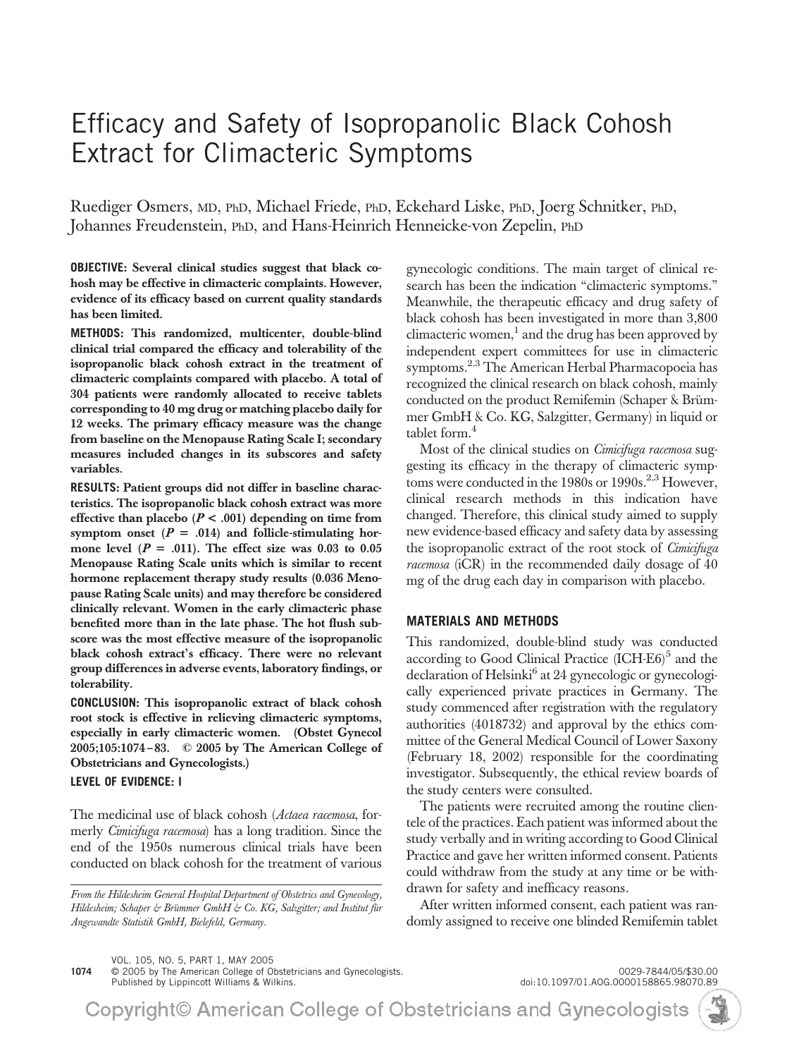# Efficacy and Safety of Isopropanolic Black Cohosh Extract for Climacteric Symptoms

Ruediger Osmers, MD, PhD, Michael Friede, PhD, Eckehard Liske, PhD, Joerg Schnitker, PhD, Johannes Freudenstein, PhD, and Hans-Heinrich Henneicke-von Zepelin, PhD

**OBJECTIVE: Several clinical studies suggest that black cohosh may be effective in climacteric complaints. However, evidence of its efficacy based on current quality standards has been limited.**

**METHODS: This randomized, multicenter, double-blind clinical trial compared the efficacy and tolerability of the isopropanolic black cohosh extract in the treatment of climacteric complaints compared with placebo. A total of 304 patients were randomly allocated to receive tablets corresponding to 40 mg drug or matching placebo daily for 12 weeks. The primary efficacy measure was the change from baseline on the Menopause Rating Scale I; secondary measures included changes in its subscores and safety variables.**

**RESULTS: Patient groups did not differ in baseline characteristics. The isopropanolic black cohosh extract was more effective than placebo ($P < .001$) depending on time from symptom onset ($P = .014$) and follicle-stimulating hormone level ($P = .011$). The effect size was 0.03 to 0.05 Menopause Rating Scale units which is similar to recent hormone replacement therapy study results (0.036 Menopause Rating Scale units) and may therefore be considered clinically relevant. Women in the early climacteric phase benefited more than in the late phase. The hot flush subscore was the most effective measure of the isopropanolic black cohosh extract's efficacy. There were no relevant group differences in adverse events, laboratory findings, or tolerability.**

**CONCLUSION: This isopropanolic extract of black cohosh root stock is effective in relieving climacteric symptoms, especially in early climacteric women. (Obstet Gynecol 2005;105:1074–83. © 2005 by The American College of Obstetricians and Gynecologists.)**

**LEVEL OF EVIDENCE: I**

The medicinal use of black cohosh (*Actaea racemosa*, formerly *Cimicifuga racemosa*) has a long tradition. Since the end of the 1950s numerous clinical trials have been conducted on black cohosh for the treatment of various gynecologic conditions. The main target of clinical research has been the indication "climacteric symptoms." Meanwhile, the therapeutic efficacy and drug safety of black cohosh has been investigated in more than 3,800 climacteric women,[1] and the drug has been approved by independent expert committees for use in climacteric symptoms.[2,3] The American Herbal Pharmacopoeia has recognized the clinical research on black cohosh, mainly conducted on the product Remifemin (Schaper & Brümmer GmbH & Co. KG, Salzgitter, Germany) in liquid or tablet form.[4]

Most of the clinical studies on *Cimicifuga racemosa* suggesting its efficacy in the therapy of climacteric symptoms were conducted in the 1980s or 1990s.[2,3] However, clinical research methods in this indication have changed. Therefore, this clinical study aimed to supply new evidence-based efficacy and safety data by assessing the isopropanolic extract of the root stock of *Cimicifuga racemosa* (iCR) in the recommended daily dosage of 40 mg of the drug each day in comparison with placebo.

## MATERIALS AND METHODS

This randomized, double-blind study was conducted according to Good Clinical Practice (ICH-E6)[5] and the declaration of Helsinki[6] at 24 gynecologic or gynecologically experienced private practices in Germany. The study commenced after registration with the regulatory authorities (4018732) and approval by the ethics committee of the General Medical Council of Lower Saxony (February 18, 2002) responsible for the coordinating investigator. Subsequently, the ethical review boards of the study centers were consulted.

The patients were recruited among the routine clientele of the practices. Each patient was informed about the study verbally and in writing according to Good Clinical Practice and gave her written informed consent. Patients could withdraw from the study at any time or be withdrawn for safety and inefficacy reasons.

After written informed consent, each patient was randomly assigned to receive one blinded Remifemin tablet

*From the Hildesheim General Hospital Department of Obstetrics and Gynecology, Hildesheim; Schaper & Brümmer GmbH & Co. KG, Salzgitter; and Institut für Angewandte Statistik GmbH, Bielefeld, Germany.*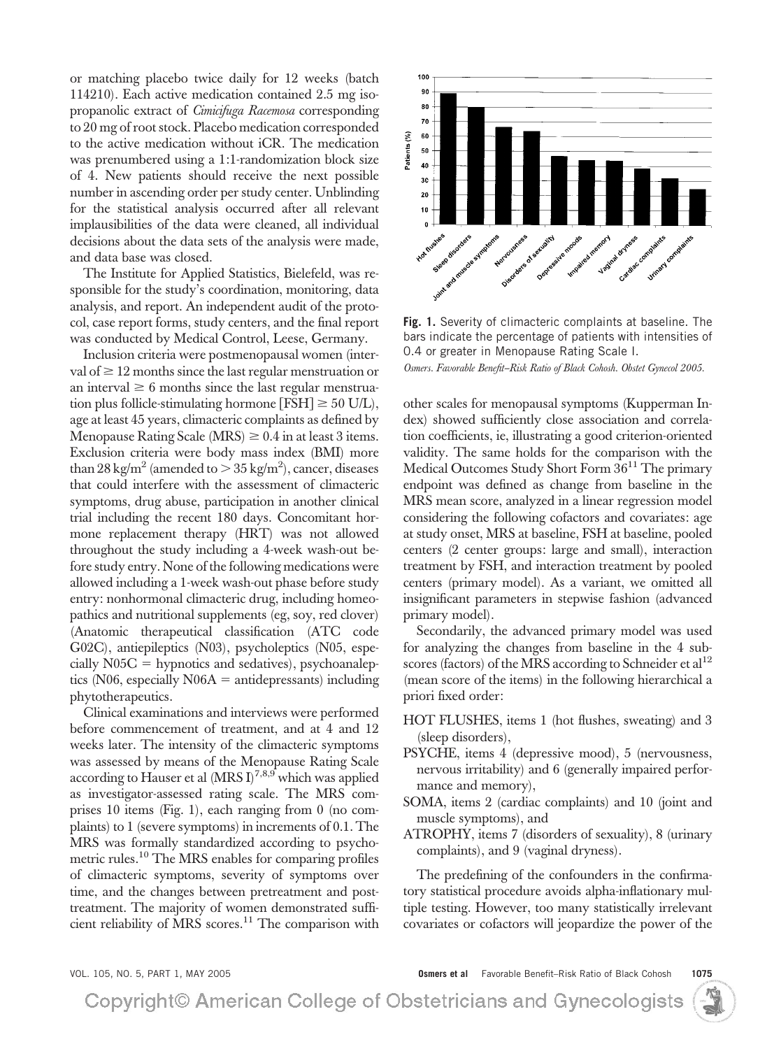or matching placebo twice daily for 12 weeks (batch 114210). Each active medication contained 2.5 mg isopropanolic extract of *Cimicifuga Racemosa* corresponding to 20 mg of root stock. Placebo medication corresponded to the active medication without iCR. The medication was prenumbered using a 1:1-randomization block size of 4. New patients should receive the next possible number in ascending order per study center. Unblinding for the statistical analysis occurred after all relevant implausibilities of the data were cleaned, all individual decisions about the data sets of the analysis were made, and data base was closed.

The Institute for Applied Statistics, Bielefeld, was responsible for the study's coordination, monitoring, data analysis, and report. An independent audit of the protocol, case report forms, study centers, and the final report was conducted by Medical Control, Leese, Germany.

Inclusion criteria were postmenopausal women (interval of $\geq$ 12 months since the last regular menstruation or an interval $\geq$ 6 months since the last regular menstruation plus follicle-stimulating hormone [FSH] $\geq$ 50 U/L), age at least 45 years, climacteric complaints as defined by Menopause Rating Scale (MRS) $\geq$ 0.4 in at least 3 items. Exclusion criteria were body mass index (BMI) more than 28 kg/m$^2$ (amended to $>$ 35 kg/m$^2$), cancer, diseases that could interfere with the assessment of climacteric symptoms, drug abuse, participation in another clinical trial including the recent 180 days. Concomitant hormone replacement therapy (HRT) was not allowed throughout the study including a 4-week wash-out before study entry. None of the following medications were allowed including a 1-week wash-out phase before study entry: nonhormonal climacteric drug, including homeopathics and nutritional supplements (eg, soy, red clover) (Anatomic therapeutical classification (ATC code G02C), antiepileptics (N03), psycholeptics (N05, especially N05C = hypnotics and sedatives), psychoanaleptics (N06, especially N06A = antidepressants) including phytotherapeutics.

Clinical examinations and interviews were performed before commencement of treatment, and at 4 and 12 weeks later. The intensity of the climacteric symptoms was assessed by means of the Menopause Rating Scale according to Hauser et al (MRS I)[7,8,9] which was applied as investigator-assessed rating scale. The MRS comprises 10 items (Fig. 1), each ranging from 0 (no complaints) to 1 (severe symptoms) in increments of 0.1. The MRS was formally standardized according to psychometric rules.[10] The MRS enables for comparing profiles of climacteric symptoms, severity of symptoms over time, and the changes between pretreatment and posttreatment. The majority of women demonstrated sufficient reliability of MRS scores.[11] The comparison with other scales for menopausal symptoms (Kupperman Index) showed sufficiently close association and correlation coefficients, ie, illustrating a good criterion-oriented validity. The same holds for the comparison with the Medical Outcomes Study Short Form 36[11] The primary endpoint was defined as change from baseline in the MRS mean score, analyzed in a linear regression model considering the following cofactors and covariates: age at study onset, MRS at baseline, FSH at baseline, pooled centers (2 center groups: large and small), interaction treatment by FSH, and interaction treatment by pooled centers (primary model). As a variant, we omitted all insignificant parameters in stepwise fashion (advanced primary model).

**Fig. 1.** Severity of climacteric complaints at baseline. The bars indicate the percentage of patients with intensities of 0.4 or greater in Menopause Rating Scale I.
*Osmers. Favorable Benefit–Risk Ratio of Black Cohosh. Obstet Gynecol 2005.*

Secondarily, the advanced primary model was used for analyzing the changes from baseline in the 4 subscores (factors) of the MRS according to Schneider et al[12] (mean score of the items) in the following hierarchical a priori fixed order:

- HOT FLUSHES, items 1 (hot flushes, sweating) and 3 (sleep disorders),
- PSYCHE, items 4 (depressive mood), 5 (nervousness, nervous irritability) and 6 (generally impaired performance and memory),
- SOMA, items 2 (cardiac complaints) and 10 (joint and muscle symptoms), and
- ATROPHY, items 7 (disorders of sexuality), 8 (urinary complaints), and 9 (vaginal dryness).

The predefining of the confounders in the confirmatory statistical procedure avoids alpha-inflationary multiple testing. However, too many statistically irrelevant covariates or cofactors will jeopardize the power of the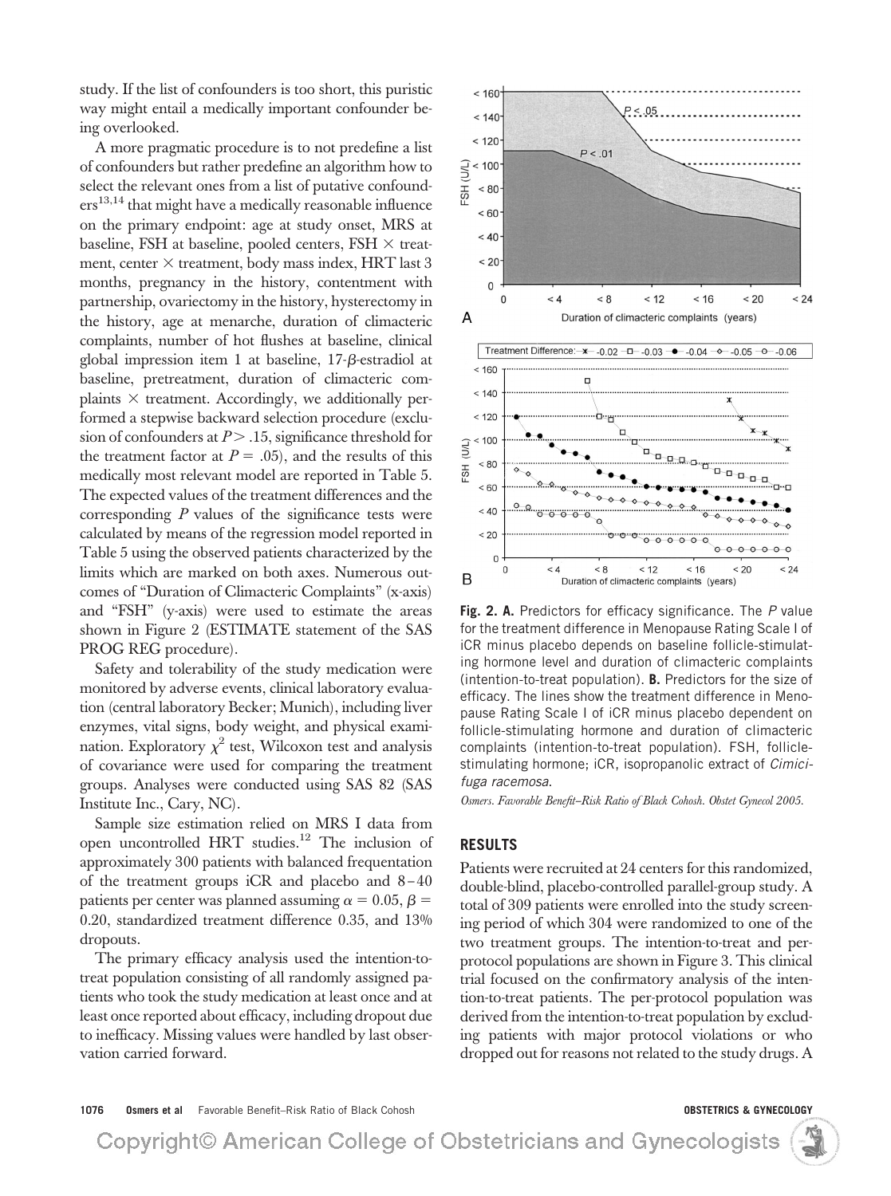study. If the list of confounders is too short, this puristic way might entail a medically important confounder being overlooked.

A more pragmatic procedure is to not predefine a list of confounders but rather predefine an algorithm how to select the relevant ones from a list of putative confounders[13,14] that might have a medically reasonable influence on the primary endpoint: age at study onset, MRS at baseline, FSH at baseline, pooled centers, FSH × treatment, center × treatment, body mass index, HRT last 3 months, pregnancy in the history, contentment with partnership, ovariectomy in the history, hysterectomy in the history, age at menarche, duration of climacteric complaints, number of hot flushes at baseline, clinical global impression item 1 at baseline, 17-β-estradiol at baseline, pretreatment, duration of climacteric complaints × treatment. Accordingly, we additionally performed a stepwise backward selection procedure (exclusion of confounders at $P > .15$, significance threshold for the treatment factor at $P = .05$), and the results of this medically most relevant model are reported in Table 5. The expected values of the treatment differences and the corresponding $P$ values of the significance tests were calculated by means of the regression model reported in Table 5 using the observed patients characterized by the limits which are marked on both axes. Numerous outcomes of "Duration of Climacteric Complaints" (x-axis) and "FSH" (y-axis) were used to estimate the areas shown in Figure 2 (ESTIMATE statement of the SAS PROG REG procedure).

Safety and tolerability of the study medication were monitored by adverse events, clinical laboratory evaluation (central laboratory Becker; Munich), including liver enzymes, vital signs, body weight, and physical examination. Exploratory $\chi^2$ test, Wilcoxon test and analysis of covariance were used for comparing the treatment groups. Analyses were conducted using SAS 82 (SAS Institute Inc., Cary, NC).

Sample size estimation relied on MRS I data from open uncontrolled HRT studies.[12] The inclusion of approximately 300 patients with balanced frequentation of the treatment groups iCR and placebo and 8–40 patients per center was planned assuming $\alpha = 0.05$, $\beta = 0.20$, standardized treatment difference 0.35, and 13% dropouts.

The primary efficacy analysis used the intention-to-treat population consisting of all randomly assigned patients who took the study medication at least once and at least once reported about efficacy, including dropout due to inefficacy. Missing values were handled by last observation carried forward.

**Fig. 2. A.** Predictors for efficacy significance. The $P$ value for the treatment difference in Menopause Rating Scale I of iCR minus placebo depends on baseline follicle-stimulating hormone level and duration of climacteric complaints (intention-to-treat population). **B.** Predictors for the size of efficacy. The lines show the treatment difference in Menopause Rating Scale I of iCR minus placebo dependent on follicle-stimulating hormone and duration of climacteric complaints (intention-to-treat population). FSH, follicle-stimulating hormone; iCR, isopropanolic extract of *Cimicifuga racemosa*.

*Osmers. Favorable Benefit–Risk Ratio of Black Cohosh. Obstet Gynecol 2005.*

## RESULTS

Patients were recruited at 24 centers for this randomized, double-blind, placebo-controlled parallel-group study. A total of 309 patients were enrolled into the study screening period of which 304 were randomized to one of the two treatment groups. The intention-to-treat and per-protocol populations are shown in Figure 3. This clinical trial focused on the confirmatory analysis of the intention-to-treat patients. The per-protocol population was derived from the intention-to-treat population by excluding patients with major protocol violations or who dropped out for reasons not related to the study drugs. A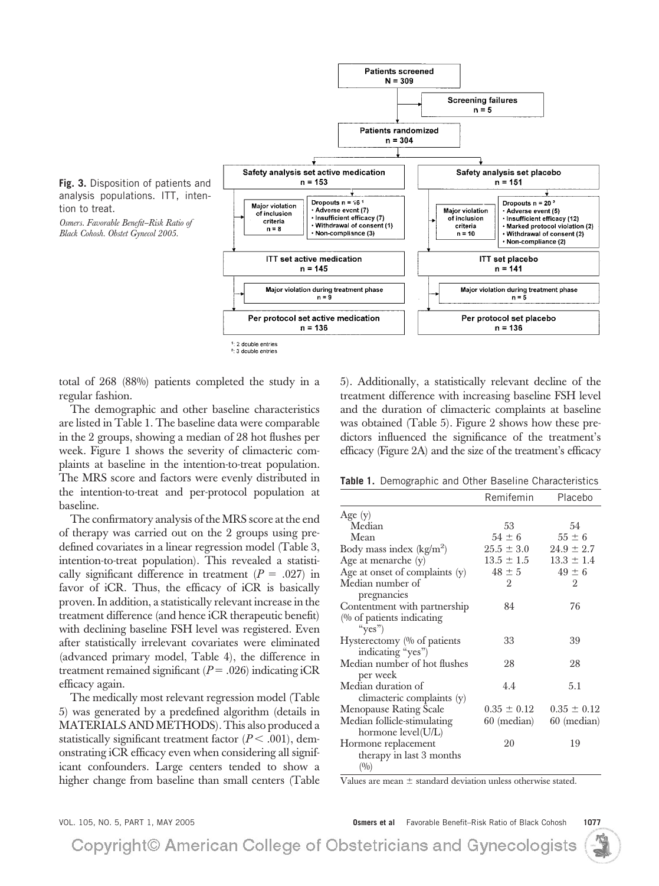Fig. 3. Disposition of patients and analysis populations. ITT, intention to treat.

*Osmers. Favorable Benefit–Risk Ratio of Black Cohosh. Obstet Gynecol 2005.*

- Patients screened N = 309
  - Screening failures n = 5
- Patients randomized n = 304
- Safety analysis set active medication n = 153
  - Major violation of inclusion criteria n = 8
  - Dropouts n = 16 [1]
    - Adverse event (7)
    - Insufficient efficacy (7)
    - Withdrawal of consent (1)
    - Non-compliance (3)
- Safety analysis set placebo n = 151
  - Major violation of inclusion criteria n = 10
  - Dropouts n = 20 [2]
    - Adverse event (5)
    - Insufficient efficacy (12)
    - Marked protocol violation (2)
    - Withdrawal of consent (2)
    - Non-compliance (2)
- ITT set active medication n = 145
  - Major violation during treatment phase n = 9
- ITT set placebo n = 141
  - Major violation during treatment phase n = 5
- Per protocol set active medication n = 136
- Per protocol set placebo n = 136

[1]: 2 double entries
[2]: 3 double entries

total of 268 (88%) patients completed the study in a regular fashion.

The demographic and other baseline characteristics are listed in Table 1. The baseline data were comparable in the 2 groups, showing a median of 28 hot flushes per week. Figure 1 shows the severity of climacteric complaints at baseline in the intention-to-treat population. The MRS score and factors were evenly distributed in the intention-to-treat and per-protocol population at baseline.

The confirmatory analysis of the MRS score at the end of therapy was carried out on the 2 groups using predefined covariates in a linear regression model (Table 3, intention-to-treat population). This revealed a statistically significant difference in treatment ($P = .027$) in favor of iCR. Thus, the efficacy of iCR is basically proven. In addition, a statistically relevant increase in the treatment difference (and hence iCR therapeutic benefit) with declining baseline FSH level was registered. Even after statistically irrelevant covariates were eliminated (advanced primary model, Table 4), the difference in treatment remained significant ($P = .026$) indicating iCR efficacy again.

The medically most relevant regression model (Table 5) was generated by a predefined algorithm (details in MATERIALS AND METHODS). This also produced a statistically significant treatment factor ($P < .001$), demonstrating iCR efficacy even when considering all significant confounders. Large centers tended to show a higher change from baseline than small centers (Table 5). Additionally, a statistically relevant decline of the treatment difference with increasing baseline FSH level and the duration of climacteric complaints at baseline was obtained (Table 5). Figure 2 shows how these predictors influenced the significance of the treatment's efficacy (Figure 2A) and the size of the treatment's efficacy

**Table 1.** Demographic and Other Baseline Characteristics

| | Remifemin | Placebo |
|---|---|---|
| Age (y) | | |
| Median | 53 | 54 |
| Mean | 54 ± 6 | 55 ± 6 |
| Body mass index (kg/m$^2$) | 25.5 ± 3.0 | 24.9 ± 2.7 |
| Age at menarche (y) | 13.5 ± 1.5 | 13.3 ± 1.4 |
| Age at onset of complaints (y) | 48 ± 5 | 49 ± 6 |
| Median number of pregnancies | 2 | 2 |
| Contentment with partnership (% of patients indicating "yes") | 84 | 76 |
| Hysterectomy (% of patients indicating "yes") | 33 | 39 |
| Median number of hot flushes per week | 28 | 28 |
| Median duration of climacteric complaints (y) | 4.4 | 5.1 |
| Menopause Rating Scale | 0.35 ± 0.12 | 0.35 ± 0.12 |
| Median follicle-stimulating hormone level(U/L) | 60 (median) | 60 (median) |
| Hormone replacement therapy in last 3 months (%) | 20 | 19 |

Values are mean ± standard deviation unless otherwise stated.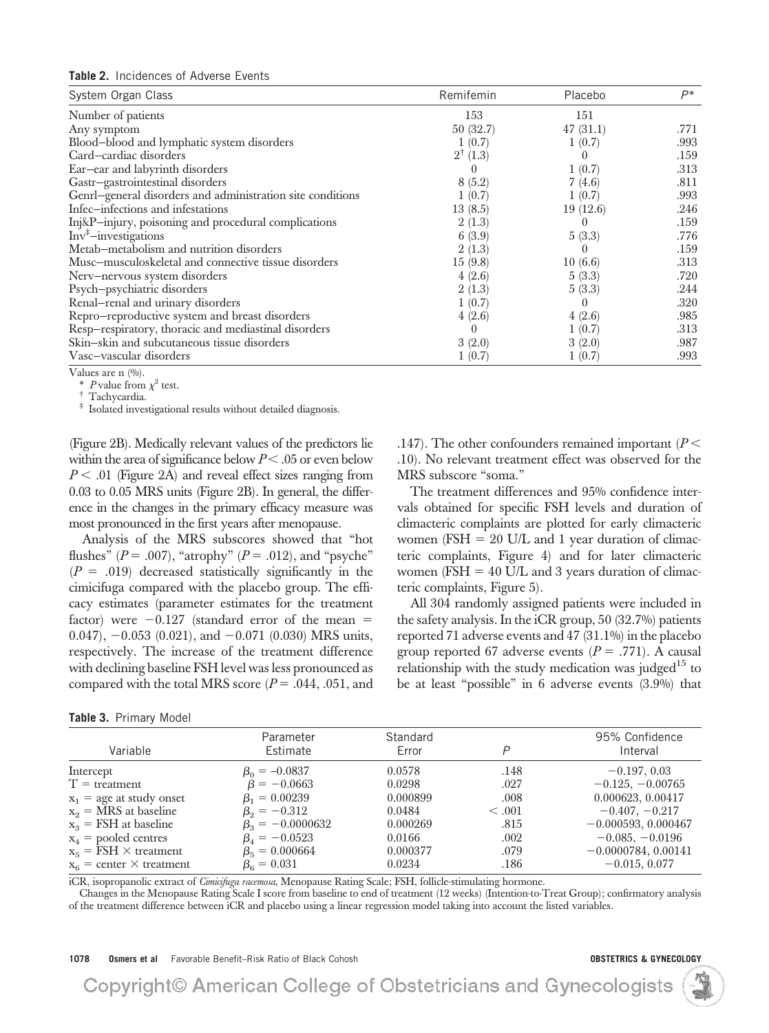**Table 2.** Incidences of Adverse Events

| System Organ Class | Remifemin | Placebo | $P$* |
|---|---|---|---|
| Number of patients | 153 | 151 | |
| Any symptom | 50 (32.7) | 47 (31.1) | .771 |
| Blood–blood and lymphatic system disorders | 1 (0.7) | 1 (0.7) | .993 |
| Card–cardiac disorders | 2[†] (1.3) | 0 | .159 |
| Ear–ear and labyrinth disorders | 0 | 1 (0.7) | .313 |
| Gastr–gastrointestinal disorders | 8 (5.2) | 7 (4.6) | .811 |
| Genrl–general disorders and administration site conditions | 1 (0.7) | 1 (0.7) | .993 |
| Infec–infections and infestations | 13 (8.5) | 19 (12.6) | .246 |
| Inj&P–injury, poisoning and procedural complications | 2 (1.3) | 0 | .159 |
| Inv[‡]–investigations | 6 (3.9) | 5 (3.3) | .776 |
| Metab–metabolism and nutrition disorders | 2 (1.3) | 0 | .159 |
| Musc–musculoskeletal and connective tissue disorders | 15 (9.8) | 10 (6.6) | .313 |
| Nerv–nervous system disorders | 4 (2.6) | 5 (3.3) | .720 |
| Psych–psychiatric disorders | 2 (1.3) | 5 (3.3) | .244 |
| Renal–renal and urinary disorders | 1 (0.7) | 0 | .320 |
| Repro–reproductive system and breast disorders | 4 (2.6) | 4 (2.6) | .985 |
| Resp–respiratory, thoracic and mediastinal disorders | 0 | 1 (0.7) | .313 |
| Skin–skin and subcutaneous tissue disorders | 3 (2.0) | 3 (2.0) | .987 |
| Vasc–vascular disorders | 1 (0.7) | 1 (0.7) | .993 |

Values are n (%).

\* $P$ value from $\chi^2$ test.

† Tachycardia.

‡ Isolated investigational results without detailed diagnosis.

(Figure 2B). Medically relevant values of the predictors lie within the area of significance below $P < .05$ or even below $P < .01$ (Figure 2A) and reveal effect sizes ranging from 0.03 to 0.05 MRS units (Figure 2B). In general, the difference in the changes in the primary efficacy measure was most pronounced in the first years after menopause.

Analysis of the MRS subscores showed that "hot flushes" ($P = .007$), "atrophy" ($P = .012$), and "psyche" ($P = .019$) decreased statistically significantly in the cimicifuga compared with the placebo group. The efficacy estimates (parameter estimates for the treatment factor) were $-0.127$ (standard error of the mean = 0.047), $-0.053$ (0.021), and $-0.071$ (0.030) MRS units, respectively. The increase of the treatment difference with declining baseline FSH level was less pronounced as compared with the total MRS score ($P = .044$, .051, and .147). The other confounders remained important ($P < .10$). No relevant treatment effect was observed for the MRS subscore "soma."

The treatment differences and 95% confidence intervals obtained for specific FSH levels and duration of climacteric complaints are plotted for early climacteric women (FSH = 20 U/L and 1 year duration of climacteric complaints, Figure 4) and for later climacteric women (FSH = 40 U/L and 3 years duration of climacteric complaints, Figure 5).

All 304 randomly assigned patients were included in the safety analysis. In the iCR group, 50 (32.7%) patients reported 71 adverse events and 47 (31.1%) in the placebo group reported 67 adverse events ($P = .771$). A causal relationship with the study medication was judged[15] to be at least "possible" in 6 adverse events (3.9%) that

**Table 3.** Primary Model

| Variable | Parameter Estimate | Standard Error | $P$ | 95% Confidence Interval |
|---|---|---|---|---|
| Intercept | $\beta_0 = -0.0837$ | 0.0578 | .148 | $-0.197$, 0.03 |
| T = treatment | $\beta = -0.0663$ | 0.0298 | .027 | $-0.125$, $-0.00765$ |
| $x_1$ = age at study onset | $\beta_1 = 0.00239$ | 0.000899 | .008 | 0.000623, 0.00417 |
| $x_2$ = MRS at baseline | $\beta_2 = -0.312$ | 0.0484 | < .001 | $-0.407$, $-0.217$ |
| $x_3$ = FSH at baseline | $\beta_3 = -0.0000632$ | 0.000269 | .815 | $-0.000593$, 0.000467 |
| $x_4$ = pooled centres | $\beta_4 = -0.0523$ | 0.0166 | .002 | $-0.085$, $-0.0196$ |
| $x_5$ = FSH × treatment | $\beta_5 = 0.000664$ | 0.000377 | .079 | $-0.0000784$, 0.00141 |
| $x_6$ = center × treatment | $\beta_6 = 0.031$ | 0.0234 | .186 | $-0.015$, 0.077 |

iCR, isopropanolic extract of *Cimicifuga racemosa*, Menopause Rating Scale; FSH, follicle-stimulating hormone.

Changes in the Menopause Rating Scale I score from baseline to end of treatment (12 weeks) (Intention-to-Treat Group); confirmatory analysis of the treatment difference between iCR and placebo using a linear regression model taking into account the listed variables.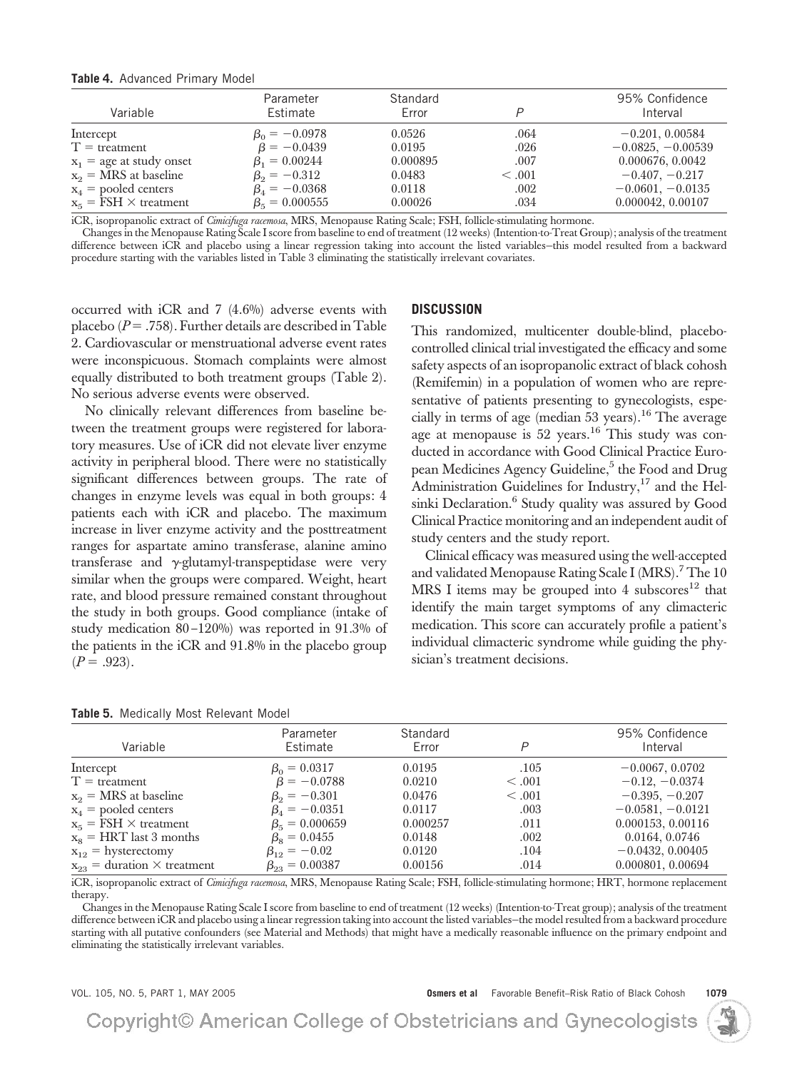**Table 4.** Advanced Primary Model

| Variable | Parameter Estimate | Standard Error | $P$ | 95% Confidence Interval |
|---|---|---|---|---|
| Intercept | $\beta_0 = -0.0978$ | 0.0526 | .064 | −0.201, 0.00584 |
| T = treatment | $\beta = -0.0439$ | 0.0195 | .026 | −0.0825, −0.00539 |
| $x_1$ = age at study onset | $\beta_1 = 0.00244$ | 0.000895 | .007 | 0.000676, 0.0042 |
| $x_2$ = MRS at baseline | $\beta_2 = -0.312$ | 0.0483 | < .001 | −0.407, −0.217 |
| $x_4$ = pooled centers | $\beta_4 = -0.0368$ | 0.0118 | .002 | −0.0601, −0.0135 |
| $x_5$ = FSH × treatment | $\beta_5 = 0.000555$ | 0.00026 | .034 | 0.000042, 0.00107 |

iCR, isopropanolic extract of *Cimicifuga racemosa*, MRS, Menopause Rating Scale; FSH, follicle-stimulating hormone.

Changes in the Menopause Rating Scale I score from baseline to end of treatment (12 weeks) (Intention-to-Treat Group); analysis of the treatment difference between iCR and placebo using a linear regression taking into account the listed variables–this model resulted from a backward procedure starting with the variables listed in Table 3 eliminating the statistically irrelevant covariates.

occurred with iCR and 7 (4.6%) adverse events with placebo ($P = .758$). Further details are described in Table 2. Cardiovascular or menstruational adverse event rates were inconspicuous. Stomach complaints were almost equally distributed to both treatment groups (Table 2). No serious adverse events were observed.

No clinically relevant differences from baseline between the treatment groups were registered for laboratory measures. Use of iCR did not elevate liver enzyme activity in peripheral blood. There were no statistically significant differences between groups. The rate of changes in enzyme levels was equal in both groups: 4 patients each with iCR and placebo. The maximum increase in liver enzyme activity and the posttreatment ranges for aspartate amino transferase, alanine amino transferase and γ-glutamyl-transpeptidase were very similar when the groups were compared. Weight, heart rate, and blood pressure remained constant throughout the study in both groups. Good compliance (intake of study medication 80–120%) was reported in 91.3% of the patients in the iCR and 91.8% in the placebo group ($P = .923$).

## DISCUSSION

This randomized, multicenter double-blind, placebo-controlled clinical trial investigated the efficacy and some safety aspects of an isopropanolic extract of black cohosh (Remifemin) in a population of women who are representative of patients presenting to gynecologists, especially in terms of age (median 53 years).[16] The average age at menopause is 52 years.[16] This study was conducted in accordance with Good Clinical Practice European Medicines Agency Guideline,[5] the Food and Drug Administration Guidelines for Industry,[17] and the Helsinki Declaration.[6] Study quality was assured by Good Clinical Practice monitoring and an independent audit of study centers and the study report.

Clinical efficacy was measured using the well-accepted and validated Menopause Rating Scale I (MRS).[7] The 10 MRS I items may be grouped into 4 subscores[12] that identify the main target symptoms of any climacteric medication. This score can accurately profile a patient's individual climacteric syndrome while guiding the physician's treatment decisions.

**Table 5.** Medically Most Relevant Model

| Variable | Parameter Estimate | Standard Error | $P$ | 95% Confidence Interval |
|---|---|---|---|---|
| Intercept | $\beta_0 = 0.0317$ | 0.0195 | .105 | −0.0067, 0.0702 |
| T = treatment | $\beta = -0.0788$ | 0.0210 | < .001 | −0.12, −0.0374 |
| $x_2$ = MRS at baseline | $\beta_2 = -0.301$ | 0.0476 | < .001 | −0.395, −0.207 |
| $x_4$ = pooled centers | $\beta_4 = -0.0351$ | 0.0117 | .003 | −0.0581, −0.0121 |
| $x_5$ = FSH × treatment | $\beta_5 = 0.000659$ | 0.000257 | .011 | 0.000153, 0.00116 |
| $x_8$ = HRT last 3 months | $\beta_8 = 0.0455$ | 0.0148 | .002 | 0.0164, 0.0746 |
| $x_{12}$ = hysterectomy | $\beta_{12} = -0.02$ | 0.0120 | .104 | −0.0432, 0.00405 |
| $x_{23}$ = duration × treatment | $\beta_{23} = 0.00387$ | 0.00156 | .014 | 0.000801, 0.00694 |

iCR, isopropanolic extract of *Cimicifuga racemosa*, MRS, Menopause Rating Scale; FSH, follicle-stimulating hormone; HRT, hormone replacement therapy.

Changes in the Menopause Rating Scale I score from baseline to end of treatment (12 weeks) (Intention-to-Treat group); analysis of the treatment difference between iCR and placebo using a linear regression taking into account the listed variables–the model resulted from a backward procedure starting with all putative confounders (see Material and Methods) that might have a medically reasonable influence on the primary endpoint and eliminating the statistically irrelevant variables.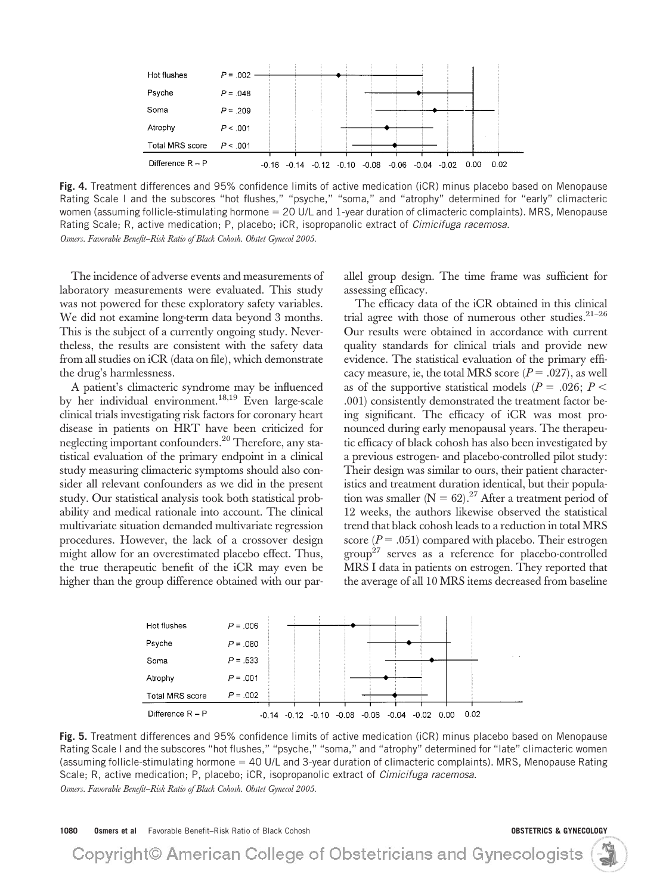| | | |
|---|---|---|
| Hot flushes | $P = .002$ | |
| Psyche | $P = .048$ | |
| Soma | $P = .209$ | |
| Atrophy | $P < .001$ | |
| Total MRS score | $P < .001$ | |
| Difference R – P | | -0.16 -0.14 -0.12 -0.10 -0.08 -0.06 -0.04 -0.02 0.00 0.02 |

**Fig. 4.** Treatment differences and 95% confidence limits of active medication (iCR) minus placebo based on Menopause Rating Scale I and the subscores "hot flushes," "psyche," "soma," and "atrophy" determined for "early" climacteric women (assuming follicle-stimulating hormone = 20 U/L and 1-year duration of climacteric complaints). MRS, Menopause Rating Scale; R, active medication; P, placebo; iCR, isopropanolic extract of *Cimicifuga racemosa*.

*Osmers. Favorable Benefit–Risk Ratio of Black Cohosh. Obstet Gynecol 2005.*

The incidence of adverse events and measurements of laboratory measurements were evaluated. This study was not powered for these exploratory safety variables. We did not examine long-term data beyond 3 months. This is the subject of a currently ongoing study. Nevertheless, the results are consistent with the safety data from all studies on iCR (data on file), which demonstrate the drug's harmlessness.

A patient's climacteric syndrome may be influenced by her individual environment.[18,19] Even large-scale clinical trials investigating risk factors for coronary heart disease in patients on HRT have been criticized for neglecting important confounders.[20] Therefore, any statistical evaluation of the primary endpoint in a clinical study measuring climacteric symptoms should also consider all relevant confounders as we did in the present study. Our statistical analysis took both statistical probability and medical rationale into account. The clinical multivariate situation demanded multivariate regression procedures. However, the lack of a crossover design might allow for an overestimated placebo effect. Thus, the true therapeutic benefit of the iCR may even be higher than the group difference obtained with our parallel group design. The time frame was sufficient for assessing efficacy.

The efficacy data of the iCR obtained in this clinical trial agree with those of numerous other studies.[21–26] Our results were obtained in accordance with current quality standards for clinical trials and provide new evidence. The statistical evaluation of the primary efficacy measure, ie, the total MRS score ($P = .027$), as well as of the supportive statistical models ($P = .026$; $P < .001$) consistently demonstrated the treatment factor being significant. The efficacy of iCR was most pronounced during early menopausal years. The therapeutic efficacy of black cohosh has also been investigated by a previous estrogen- and placebo-controlled pilot study: Their design was similar to ours, their patient characteristics and treatment duration identical, but their population was smaller (N = 62).[27] After a treatment period of 12 weeks, the authors likewise observed the statistical trend that black cohosh leads to a reduction in total MRS score ($P = .051$) compared with placebo. Their estrogen group[27] serves as a reference for placebo-controlled MRS I data in patients on estrogen. They reported that the average of all 10 MRS items decreased from baseline

| | | |
|---|---|---|
| Hot flushes | $P = .006$ | |
| Psyche | $P = .080$ | |
| Soma | $P = .533$ | |
| Atrophy | $P = .001$ | |
| Total MRS score | $P = .002$ | |
| Difference R – P | | -0.14 -0.12 -0.10 -0.08 -0.06 -0.04 -0.02 0.00 0.02 |

**Fig. 5.** Treatment differences and 95% confidence limits of active medication (iCR) minus placebo based on Menopause Rating Scale I and the subscores "hot flushes," "psyche," "soma," and "atrophy" determined for "late" climacteric women (assuming follicle-stimulating hormone = 40 U/L and 3-year duration of climacteric complaints). MRS, Menopause Rating Scale; R, active medication; P, placebo; iCR, isopropanolic extract of *Cimicifuga racemosa*.

*Osmers. Favorable Benefit–Risk Ratio of Black Cohosh. Obstet Gynecol 2005.*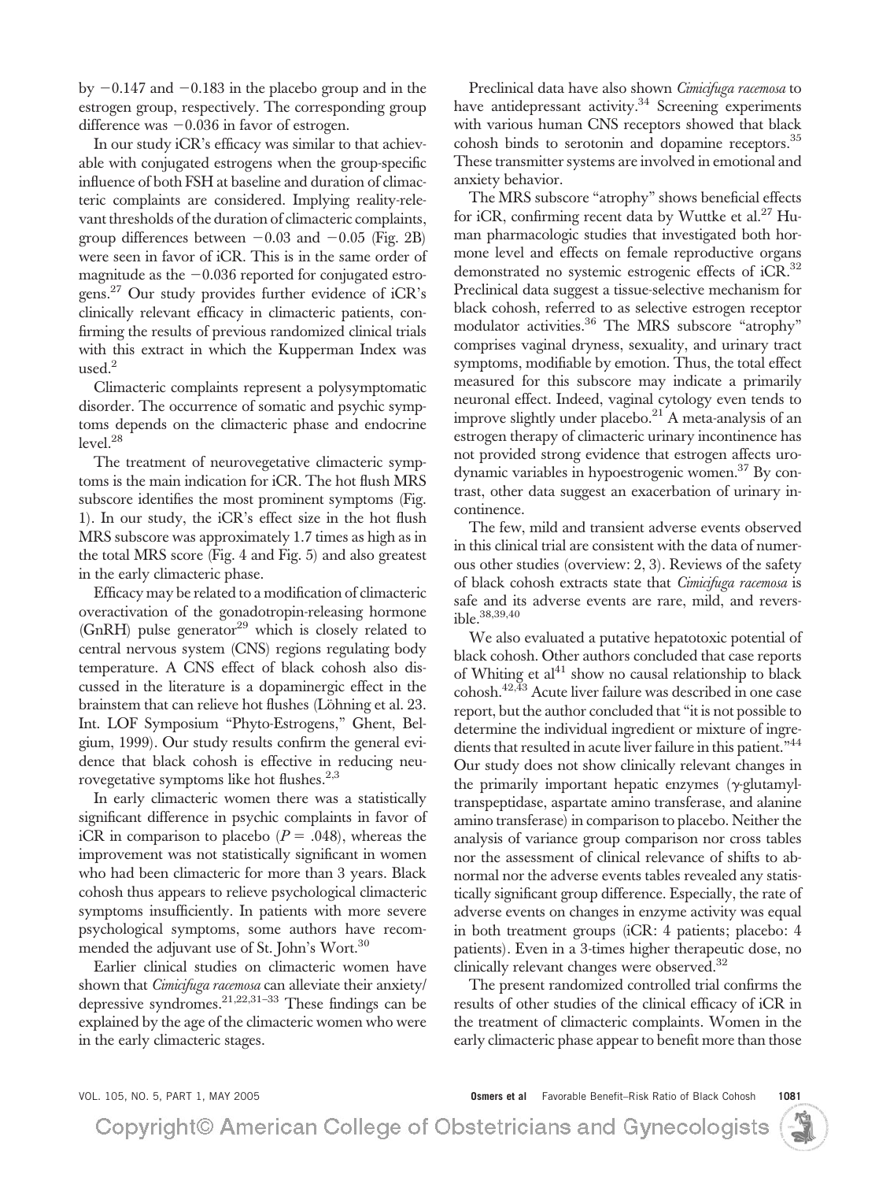by −0.147 and −0.183 in the placebo group and in the estrogen group, respectively. The corresponding group difference was −0.036 in favor of estrogen.

In our study iCR's efficacy was similar to that achievable with conjugated estrogens when the group-specific influence of both FSH at baseline and duration of climacteric complaints are considered. Implying reality-relevant thresholds of the duration of climacteric complaints, group differences between −0.03 and −0.05 (Fig. 2B) were seen in favor of iCR. This is in the same order of magnitude as the −0.036 reported for conjugated estrogens.[27] Our study provides further evidence of iCR's clinically relevant efficacy in climacteric patients, confirming the results of previous randomized clinical trials with this extract in which the Kupperman Index was used.[2]

Climacteric complaints represent a polysymptomatic disorder. The occurrence of somatic and psychic symptoms depends on the climacteric phase and endocrine level.[28]

The treatment of neurovegetative climacteric symptoms is the main indication for iCR. The hot flush MRS subscore identifies the most prominent symptoms (Fig. 1). In our study, the iCR's effect size in the hot flush MRS subscore was approximately 1.7 times as high as in the total MRS score (Fig. 4 and Fig. 5) and also greatest in the early climacteric phase.

Efficacy may be related to a modification of climacteric overactivation of the gonadotropin-releasing hormone (GnRH) pulse generator[29] which is closely related to central nervous system (CNS) regions regulating body temperature. A CNS effect of black cohosh also discussed in the literature is a dopaminergic effect in the brainstem that can relieve hot flushes (Löhning et al. 23. Int. LOF Symposium "Phyto-Estrogens," Ghent, Belgium, 1999). Our study results confirm the general evidence that black cohosh is effective in reducing neurovegetative symptoms like hot flushes.[2,3]

In early climacteric women there was a statistically significant difference in psychic complaints in favor of iCR in comparison to placebo ($P = .048$), whereas the improvement was not statistically significant in women who had been climacteric for more than 3 years. Black cohosh thus appears to relieve psychological climacteric symptoms insufficiently. In patients with more severe psychological symptoms, some authors have recommended the adjuvant use of St. John's Wort.[30]

Earlier clinical studies on climacteric women have shown that *Cimicifuga racemosa* can alleviate their anxiety/depressive syndromes.[21,22,31–33] These findings can be explained by the age of the climacteric women who were in the early climacteric stages.

Preclinical data have also shown *Cimicifuga racemosa* to have antidepressant activity.[34] Screening experiments with various human CNS receptors showed that black cohosh binds to serotonin and dopamine receptors.[35] These transmitter systems are involved in emotional and anxiety behavior.

The MRS subscore "atrophy" shows beneficial effects for iCR, confirming recent data by Wuttke et al.[27] Human pharmacologic studies that investigated both hormone level and effects on female reproductive organs demonstrated no systemic estrogenic effects of iCR.[32] Preclinical data suggest a tissue-selective mechanism for black cohosh, referred to as selective estrogen receptor modulator activities.[36] The MRS subscore "atrophy" comprises vaginal dryness, sexuality, and urinary tract symptoms, modifiable by emotion. Thus, the total effect measured for this subscore may indicate a primarily neuronal effect. Indeed, vaginal cytology even tends to improve slightly under placebo.[21] A meta-analysis of an estrogen therapy of climacteric urinary incontinence has not provided strong evidence that estrogen affects urodynamic variables in hypoestrogenic women.[37] By contrast, other data suggest an exacerbation of urinary incontinence.

The few, mild and transient adverse events observed in this clinical trial are consistent with the data of numerous other studies (overview: 2, 3). Reviews of the safety of black cohosh extracts state that *Cimicifuga racemosa* is safe and its adverse events are rare, mild, and reversible.[38,39,40]

We also evaluated a putative hepatotoxic potential of black cohosh. Other authors concluded that case reports of Whiting et al[41] show no causal relationship to black cohosh.[42,43] Acute liver failure was described in one case report, but the author concluded that "it is not possible to determine the individual ingredient or mixture of ingredients that resulted in acute liver failure in this patient."[44] Our study does not show clinically relevant changes in the primarily important hepatic enzymes ($\gamma$-glutamyltranspeptidase, aspartate amino transferase, and alanine amino transferase) in comparison to placebo. Neither the analysis of variance group comparison nor cross tables nor the assessment of clinical relevance of shifts to abnormal nor the adverse events tables revealed any statistically significant group difference. Especially, the rate of adverse events on changes in enzyme activity was equal in both treatment groups (iCR: 4 patients; placebo: 4 patients). Even in a 3-times higher therapeutic dose, no clinically relevant changes were observed.[32]

The present randomized controlled trial confirms the results of other studies of the clinical efficacy of iCR in the treatment of climacteric complaints. Women in the early climacteric phase appear to benefit more than those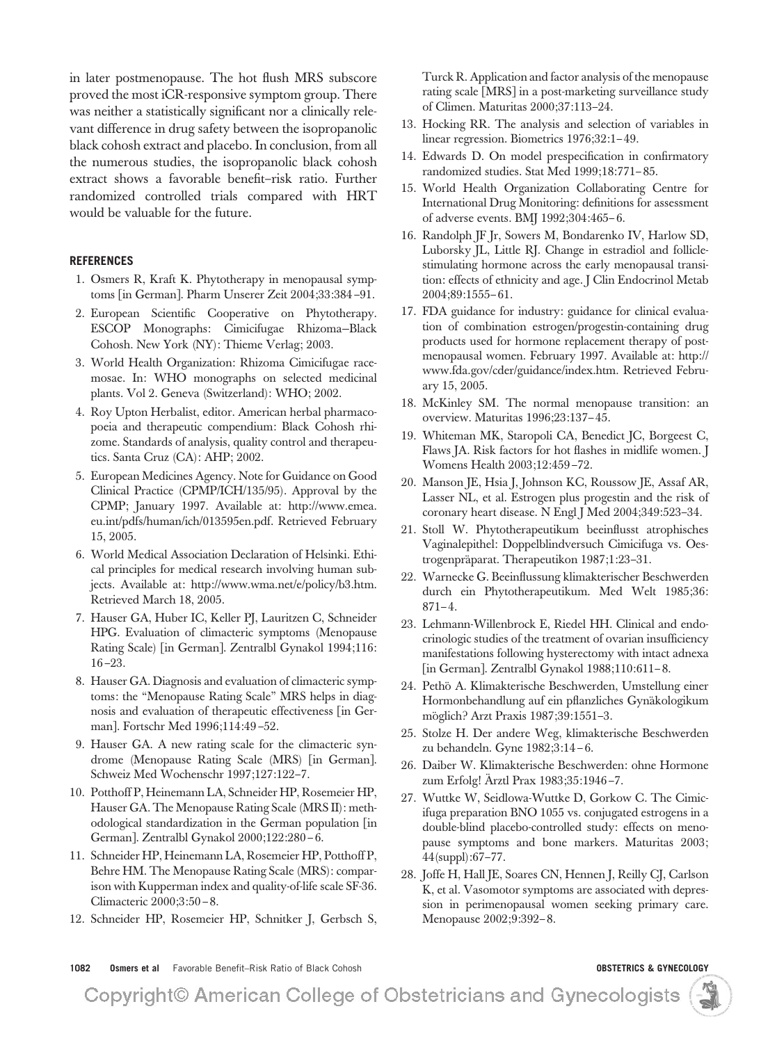in later postmenopause. The hot flush MRS subscore proved the most iCR-responsive symptom group. There was neither a statistically significant nor a clinically relevant difference in drug safety between the isopropanolic black cohosh extract and placebo. In conclusion, from all the numerous studies, the isopropanolic black cohosh extract shows a favorable benefit–risk ratio. Further randomized controlled trials compared with HRT would be valuable for the future.

## REFERENCES

1. Osmers R, Kraft K. Phytotherapy in menopausal symptoms [in German]. Pharm Unserer Zeit 2004;33:384–91.
2. European Scientific Cooperative on Phytotherapy. ESCOP Monographs: Cimicifugae Rhizoma–Black Cohosh. New York (NY): Thieme Verlag; 2003.
3. World Health Organization: Rhizoma Cimicifugae racemosae. In: WHO monographs on selected medicinal plants. Vol 2. Geneva (Switzerland): WHO; 2002.
4. Roy Upton Herbalist, editor. American herbal pharmacopoeia and therapeutic compendium: Black Cohosh rhizome. Standards of analysis, quality control and therapeutics. Santa Cruz (CA): AHP; 2002.
5. European Medicines Agency. Note for Guidance on Good Clinical Practice (CPMP/ICH/135/95). Approval by the CPMP; January 1997. Available at: http://www.emea.eu.int/pdfs/human/ich/013595en.pdf. Retrieved February 15, 2005.
6. World Medical Association Declaration of Helsinki. Ethical principles for medical research involving human subjects. Available at: http://www.wma.net/e/policy/b3.htm. Retrieved March 18, 2005.
7. Hauser GA, Huber IC, Keller PJ, Lauritzen C, Schneider HPG. Evaluation of climacteric symptoms (Menopause Rating Scale) [in German]. Zentralbl Gynakol 1994;116:16–23.
8. Hauser GA. Diagnosis and evaluation of climacteric symptoms: the "Menopause Rating Scale" MRS helps in diagnosis and evaluation of therapeutic effectiveness [in German]. Fortschr Med 1996;114:49–52.
9. Hauser GA. A new rating scale for the climacteric syndrome (Menopause Rating Scale (MRS) [in German]. Schweiz Med Wochenschr 1997;127:122–7.
10. Potthoff P, Heinemann LA, Schneider HP, Rosemeier HP, Hauser GA. The Menopause Rating Scale (MRS II): methodological standardization in the German population [in German]. Zentralbl Gynakol 2000;122:280–6.
11. Schneider HP, Heinemann LA, Rosemeier HP, Potthoff P, Behre HM. The Menopause Rating Scale (MRS): comparison with Kupperman index and quality-of-life scale SF-36. Climacteric 2000;3:50–8.
12. Schneider HP, Rosemeier HP, Schnitker J, Gerbsch S, Turck R. Application and factor analysis of the menopause rating scale [MRS] in a post-marketing surveillance study of Climen. Maturitas 2000;37:113–24.
13. Hocking RR. The analysis and selection of variables in linear regression. Biometrics 1976;32:1–49.
14. Edwards D. On model prespecification in confirmatory randomized studies. Stat Med 1999;18:771–85.
15. World Health Organization Collaborating Centre for International Drug Monitoring: definitions for assessment of adverse events. BMJ 1992;304:465–6.
16. Randolph JF Jr, Sowers M, Bondarenko IV, Harlow SD, Luborsky JL, Little RJ. Change in estradiol and follicle-stimulating hormone across the early menopausal transition: effects of ethnicity and age. J Clin Endocrinol Metab 2004;89:1555–61.
17. FDA guidance for industry: guidance for clinical evaluation of combination estrogen/progestin-containing drug products used for hormone replacement therapy of postmenopausal women. February 1997. Available at: http://www.fda.gov/cder/guidance/index.htm. Retrieved February 15, 2005.
18. McKinley SM. The normal menopause transition: an overview. Maturitas 1996;23:137–45.
19. Whiteman MK, Staropoli CA, Benedict JC, Borgeest C, Flaws JA. Risk factors for hot flashes in midlife women. J Womens Health 2003;12:459–72.
20. Manson JE, Hsia J, Johnson KC, Roussow JE, Assaf AR, Lasser NL, et al. Estrogen plus progestin and the risk of coronary heart disease. N Engl J Med 2004;349:523–34.
21. Stoll W. Phytotherapeutikum beeinflusst atrophisches Vaginalepithel: Doppelblindversuch Cimicifuga vs. Oestrogenpräparat. Therapeutikon 1987;1:23–31.
22. Warnecke G. Beeinflussung klimakterischer Beschwerden durch ein Phytotherapeutikum. Med Welt 1985;36: 871–4.
23. Lehmann-Willenbrock E, Riedel HH. Clinical and endocrinologic studies of the treatment of ovarian insufficiency manifestations following hysterectomy with intact adnexa [in German]. Zentralbl Gynakol 1988;110:611–8.
24. Pethö A. Klimakterische Beschwerden, Umstellung einer Hormonbehandlung auf ein pflanzliches Gynäkologikum möglich? Arzt Praxis 1987;39:1551–3.
25. Stolze H. Der andere Weg, klimakterische Beschwerden zu behandeln. Gyne 1982;3:14–6.
26. Daiber W. Klimakterische Beschwerden: ohne Hormone zum Erfolg! Ärztl Prax 1983;35:1946–7.
27. Wuttke W, Seidlowa-Wuttke D, Gorkow C. The Cimicifuga preparation BNO 1055 vs. conjugated estrogens in a double-blind placebo-controlled study: effects on menopause symptoms and bone markers. Maturitas 2003; 44(suppl):67–77.
28. Joffe H, Hall JE, Soares CN, Hennen J, Reilly CJ, Carlson K, et al. Vasomotor symptoms are associated with depression in perimenopausal women seeking primary care. Menopause 2002;9:392–8.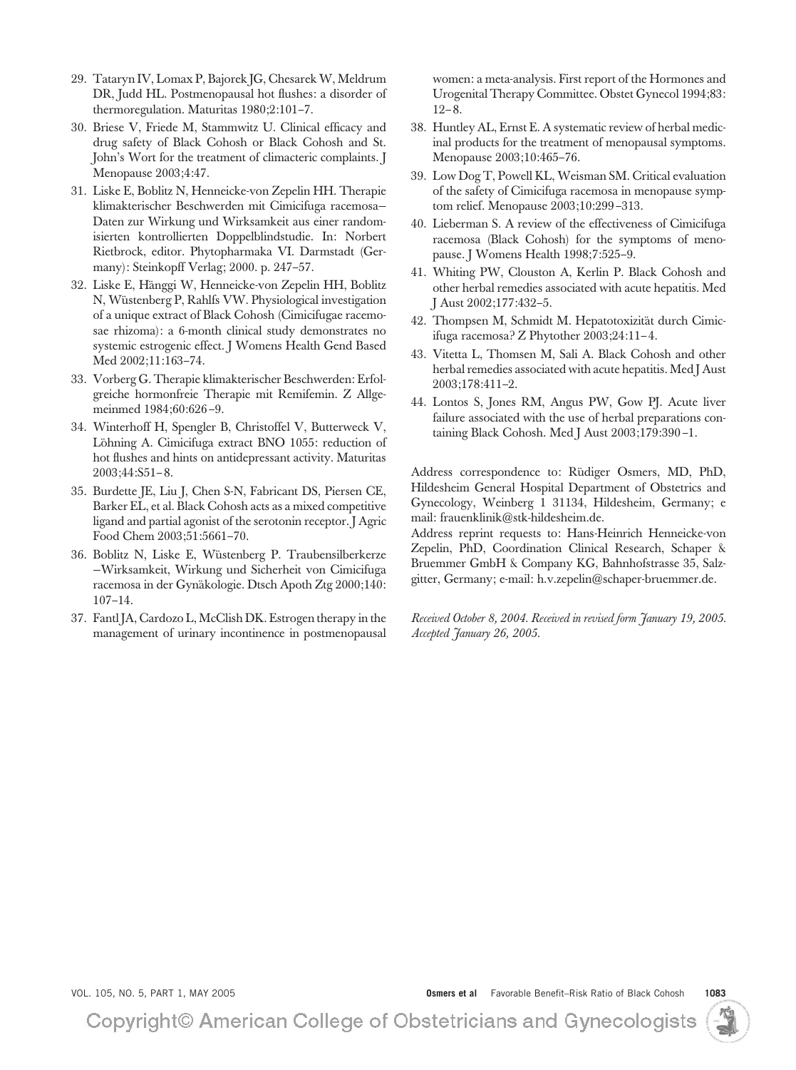29. Tataryn IV, Lomax P, Bajorek JG, Chesarek W, Meldrum DR, Judd HL. Postmenopausal hot flushes: a disorder of thermoregulation. Maturitas 1980;2:101–7.
30. Briese V, Friede M, Stammwitz U. Clinical efficacy and drug safety of Black Cohosh or Black Cohosh and St. John's Wort for the treatment of climacteric complaints. J Menopause 2003;4:47.
31. Liske E, Boblitz N, Henneicke-von Zepelin HH. Therapie klimakterischer Beschwerden mit Cimicifuga racemosa–Daten zur Wirkung und Wirksamkeit aus einer randomisierten kontrollierten Doppelblindstudie. In: Norbert Rietbrock, editor. Phytopharmaka VI. Darmstadt (Germany): Steinkopff Verlag; 2000. p. 247–57.
32. Liske E, Hänggi W, Henneicke-von Zepelin HH, Boblitz N, Wüstenberg P, Rahlfs VW. Physiological investigation of a unique extract of Black Cohosh (Cimicifugae racemosae rhizoma): a 6-month clinical study demonstrates no systemic estrogenic effect. J Womens Health Gend Based Med 2002;11:163–74.
33. Vorberg G. Therapie klimakterischer Beschwerden: Erfolgreiche hormonfreie Therapie mit Remifemin. Z Allgemeinmed 1984;60:626–9.
34. Winterhoff H, Spengler B, Christoffel V, Butterweck V, Löhning A. Cimicifuga extract BNO 1055: reduction of hot flushes and hints on antidepressant activity. Maturitas 2003;44:S51–8.
35. Burdette JE, Liu J, Chen S-N, Fabricant DS, Piersen CE, Barker EL, et al. Black Cohosh acts as a mixed competitive ligand and partial agonist of the serotonin receptor. J Agric Food Chem 2003;51:5661–70.
36. Boblitz N, Liske E, Wüstenberg P. Traubensilberkerze –Wirksamkeit, Wirkung und Sicherheit von Cimicifuga racemosa in der Gynäkologie. Dtsch Apoth Ztg 2000;140: 107–14.
37. Fantl JA, Cardozo L, McClish DK. Estrogen therapy in the management of urinary incontinence in postmenopausal women: a meta-analysis. First report of the Hormones and Urogenital Therapy Committee. Obstet Gynecol 1994;83: 12–8.
38. Huntley AL, Ernst E. A systematic review of herbal medicinal products for the treatment of menopausal symptoms. Menopause 2003;10:465–76.
39. Low Dog T, Powell KL, Weisman SM. Critical evaluation of the safety of Cimicifuga racemosa in menopause symptom relief. Menopause 2003;10:299–313.
40. Lieberman S. A review of the effectiveness of Cimicifuga racemosa (Black Cohosh) for the symptoms of menopause. J Womens Health 1998;7:525–9.
41. Whiting PW, Clouston A, Kerlin P. Black Cohosh and other herbal remedies associated with acute hepatitis. Med J Aust 2002;177:432–5.
42. Thompsen M, Schmidt M. Hepatotoxizität durch Cimicifuga racemosa? Z Phytother 2003;24:11–4.
43. Vitetta L, Thomsen M, Sali A. Black Cohosh and other herbal remedies associated with acute hepatitis. Med J Aust 2003;178:411–2.
44. Lontos S, Jones RM, Angus PW, Gow PJ. Acute liver failure associated with the use of herbal preparations containing Black Cohosh. Med J Aust 2003;179:390–1.

Address correspondence to: Rüdiger Osmers, MD, PhD, Hildesheim General Hospital Department of Obstetrics and Gynecology, Weinberg 1 31134, Hildesheim, Germany; e mail: frauenklinik@stk-hildesheim.de.

Address reprint requests to: Hans-Heinrich Henneicke-von Zepelin, PhD, Coordination Clinical Research, Schaper & Bruemmer GmbH & Company KG, Bahnhofstrasse 35, Salzgitter, Germany; e-mail: h.v.zepelin@schaper-bruemmer.de.

*Received October 8, 2004. Received in revised form January 19, 2005. Accepted January 26, 2005.*

Copyright© American College of Obstetricians and Gynecologists